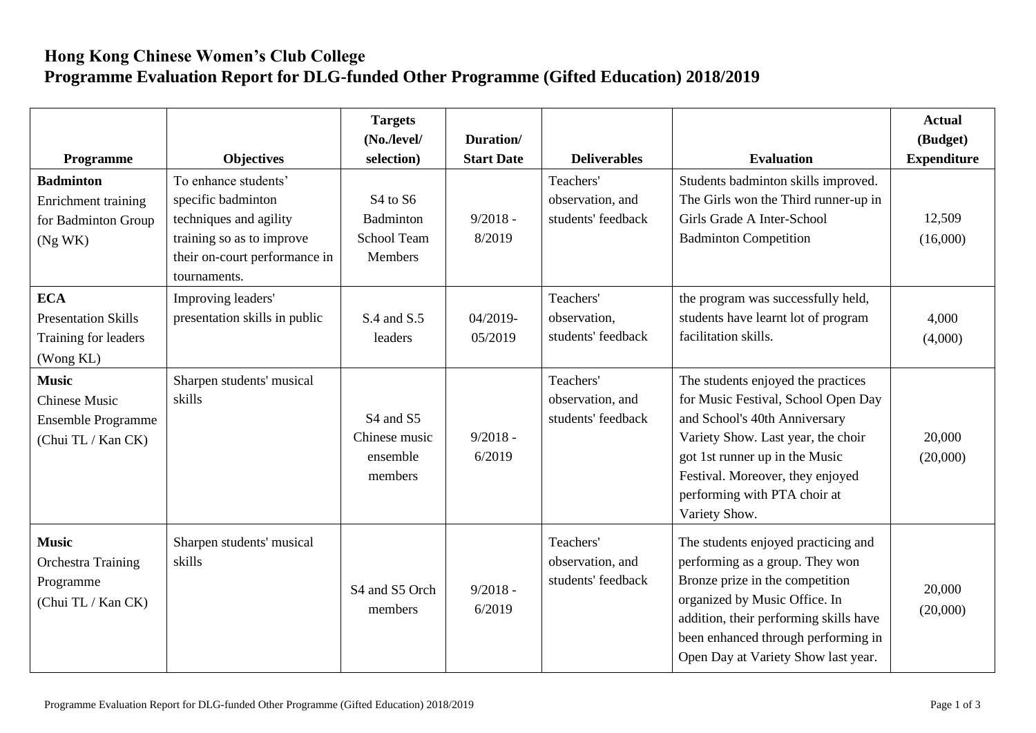# Hong Kong Chinese Women's Club College
# Programme Evaluation Report for DLG-funded Other Programme (Gifted Education) 2018/2019

| Programme | Objectives | Targets (No./level/ selection) | Duration/ Start Date | Deliverables | Evaluation | Actual (Budget) Expenditure |
|---|---|---|---|---|---|---|
| **Badminton** Enrichment training for Badminton Group (Ng WK) | To enhance students' specific badminton techniques and agility training so as to improve their on-court performance in tournaments. | S4 to S6 Badminton School Team Members | 9/2018 - 8/2019 | Teachers' observation, and students' feedback | Students badminton skills improved. The Girls won the Third runner-up in Girls Grade A Inter-School Badminton Competition | 12,509 (16,000) |
| **ECA** Presentation Skills Training for leaders (Wong KL) | Improving leaders' presentation skills in public | S.4 and S.5 leaders | 04/2019- 05/2019 | Teachers' observation, students' feedback | the program was successfully held, students have learnt lot of program facilitation skills. | 4,000 (4,000) |
| **Music** Chinese Music Ensemble Programme (Chui TL / Kan CK) | Sharpen students' musical skills | S4 and S5 Chinese music ensemble members | 9/2018 - 6/2019 | Teachers' observation, and students' feedback | The students enjoyed the practices for Music Festival, School Open Day and School's 40th Anniversary Variety Show. Last year, the choir got 1st runner up in the Music Festival. Moreover, they enjoyed performing with PTA choir at Variety Show. | 20,000 (20,000) |
| **Music** Orchestra Training Programme (Chui TL / Kan CK) | Sharpen students' musical skills | S4 and S5 Orch members | 9/2018 - 6/2019 | Teachers' observation, and students' feedback | The students enjoyed practicing and performing as a group. They won Bronze prize in the competition organized by Music Office. In addition, their performing skills have been enhanced through performing in Open Day at Variety Show last year. | 20,000 (20,000) |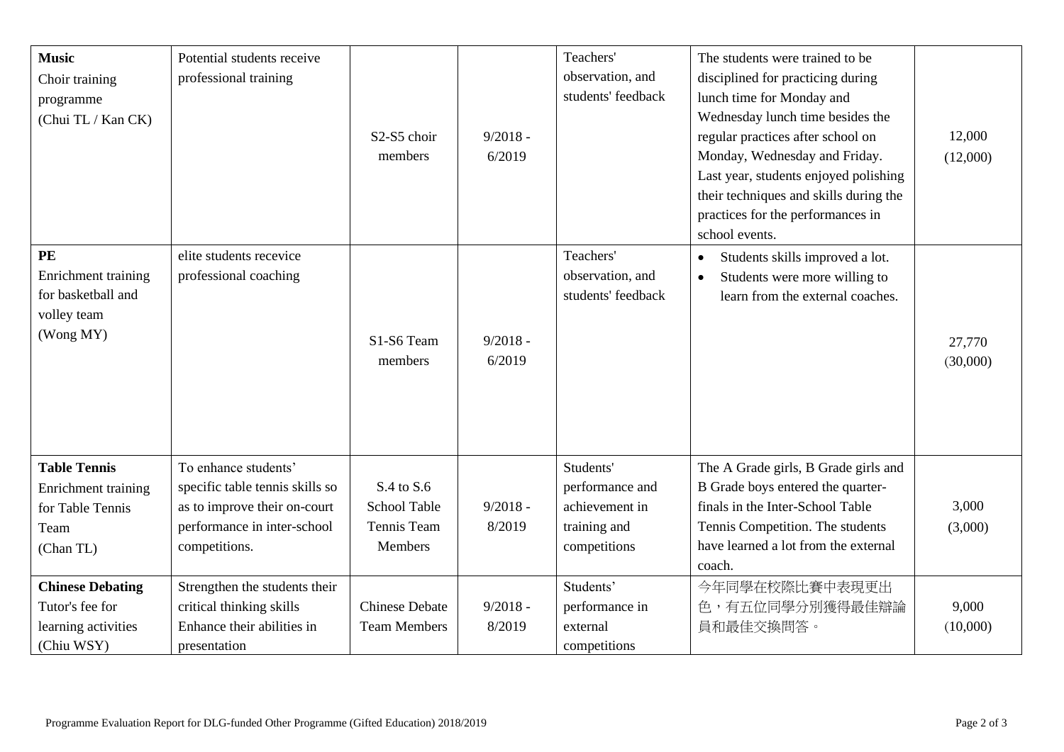| **Music**<br>Choir training programme<br>(Chui TL / Kan CK) | Potential students receive professional training | S2-S5 choir members | 9/2018 - 6/2019 | Teachers' observation, and students' feedback | The students were trained to be disciplined for practicing during lunch time for Monday and Wednesday lunch time besides the regular practices after school on Monday, Wednesday and Friday. Last year, students enjoyed polishing their techniques and skills during the practices for the performances in school events. | 12,000<br>(12,000) |
|---|---|---|---|---|---|---|
| **PE**<br>Enrichment training for basketball and volley team<br>(Wong MY) | elite students recevice professional coaching | S1-S6 Team members | 9/2018 - 6/2019 | Teachers' observation, and students' feedback | • Students skills improved a lot.<br>• Students were more willing to learn from the external coaches. | 27,770<br>(30,000) |
| **Table Tennis**<br>Enrichment training for Table Tennis Team<br>(Chan TL) | To enhance students' specific table tennis skills so as to improve their on-court performance in inter-school competitions. | S.4 to S.6 School Table Tennis Team Members | 9/2018 - 8/2019 | Students' performance and achievement in training and competitions | The A Grade girls, B Grade girls and B Grade boys entered the quarter-finals in the Inter-School Table Tennis Competition. The students have learned a lot from the external coach. | 3,000<br>(3,000) |
| **Chinese Debating**<br>Tutor's fee for learning activities<br>(Chiu WSY) | Strengthen the students their critical thinking skills<br>Enhance their abilities in presentation | Chinese Debate Team Members | 9/2018 - 8/2019 | Students' performance in external competitions | 今年同學在校際比賽中表現更出色，有五位同學分別獲得最佳辯論員和最佳交換問答。 | 9,000<br>(10,000) |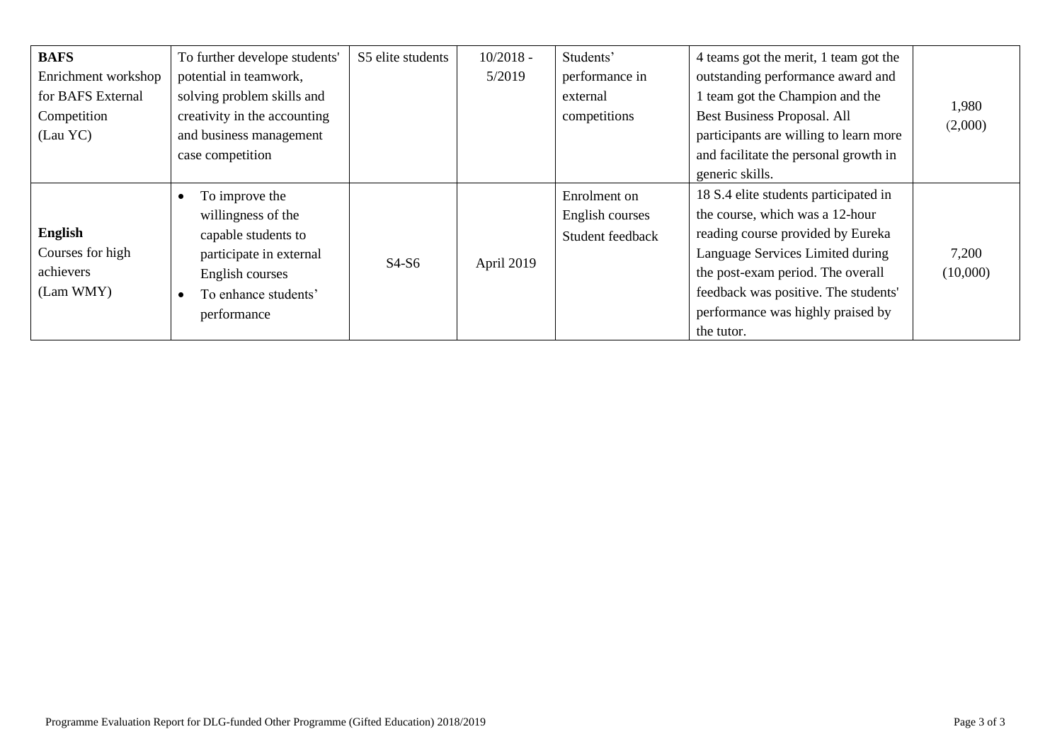| | | | | | | |
|---|---|---|---|---|---|---|
| **BAFS** Enrichment workshop for BAFS External Competition (Lau YC) | To further develope students' potential in teamwork, solving problem skills and creativity in the accounting and business management case competition | S5 elite students | 10/2018 - 5/2019 | Students' performance in external competitions | 4 teams got the merit, 1 team got the outstanding performance award and 1 team got the Champion and the Best Business Proposal. All participants are willing to learn more and facilitate the personal growth in generic skills. | 1,980 (2,000) |
| **English** Courses for high achievers (Lam WMY) | • To improve the willingness of the capable students to participate in external English courses<br>• To enhance students' performance | S4-S6 | April 2019 | Enrolment on English courses<br>Student feedback | 18 S.4 elite students participated in the course, which was a 12-hour reading course provided by Eureka Language Services Limited during the post-exam period. The overall feedback was positive. The students' performance was highly praised by the tutor. | 7,200 (10,000) |